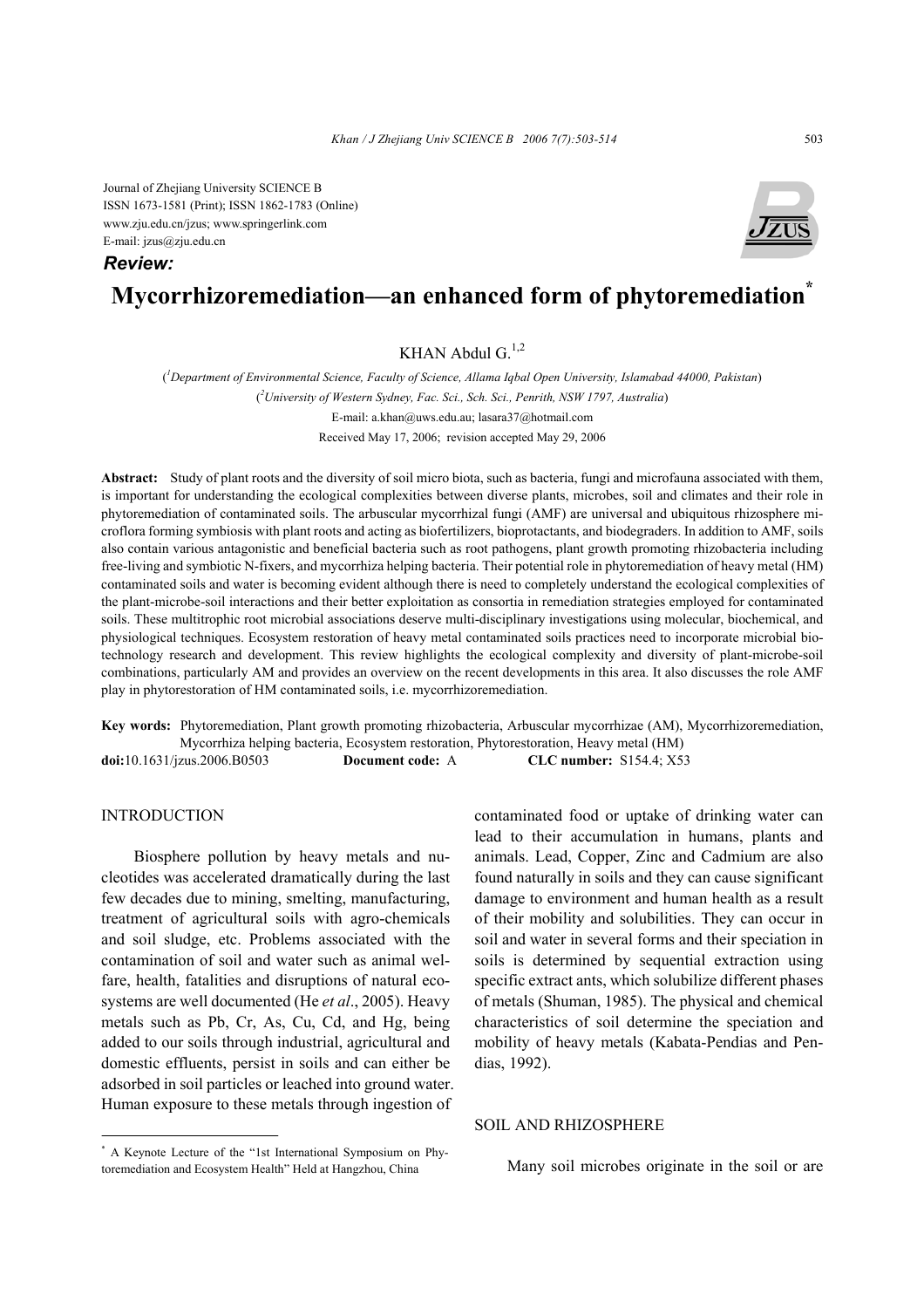Journal of Zhejiang University SCIENCE B
ISSN 1673-1581 (Print); ISSN 1862-1783 (Online)
www.zju.edu.cn/jzus; www.springerlink.com
E-mail: jzus@zju.edu.cn

***Review:***

# Mycorrhizoremediation—an enhanced form of phytoremediation*

KHAN Abdul G.[1,2]

([1]*Department of Environmental Science, Faculty of Science, Allama Iqbal Open University, Islamabad 44000, Pakistan*)
([2]*University of Western Sydney, Fac. Sci., Sch. Sci., Penrith, NSW 1797, Australia*)
E-mail: a.khan@uws.edu.au; lasara37@hotmail.com
Received May 17, 2006; revision accepted May 29, 2006

**Abstract:** Study of plant roots and the diversity of soil micro biota, such as bacteria, fungi and microfauna associated with them, is important for understanding the ecological complexities between diverse plants, microbes, soil and climates and their role in phytoremediation of contaminated soils. The arbuscular mycorrhizal fungi (AMF) are universal and ubiquitous rhizosphere microflora forming symbiosis with plant roots and acting as biofertilizers, bioprotactants, and biodegraders. In addition to AMF, soils also contain various antagonistic and beneficial bacteria such as root pathogens, plant growth promoting rhizobacteria including free-living and symbiotic N-fixers, and mycorrhiza helping bacteria. Their potential role in phytoremediation of heavy metal (HM) contaminated soils and water is becoming evident although there is need to completely understand the ecological complexities of the plant-microbe-soil interactions and their better exploitation as consortia in remediation strategies employed for contaminated soils. These multitrophic root microbial associations deserve multi-disciplinary investigations using molecular, biochemical, and physiological techniques. Ecosystem restoration of heavy metal contaminated soils practices need to incorporate microbial biotechnology research and development. This review highlights the ecological complexity and diversity of plant-microbe-soil combinations, particularly AM and provides an overview on the recent developments in this area. It also discusses the role AMF play in phytorestoration of HM contaminated soils, i.e. mycorrhizoremediation.

**Key words:** Phytoremediation, Plant growth promoting rhizobacteria, Arbuscular mycorrhizae (AM), Mycorrhizoremediation, Mycorrhiza helping bacteria, Ecosystem restoration, Phytorestoration, Heavy metal (HM)

**doi:**10.1631/jzus.2006.B0503 **Document code:** A **CLC number:** S154.4; X53

## INTRODUCTION

Biosphere pollution by heavy metals and nucleotides was accelerated dramatically during the last few decades due to mining, smelting, manufacturing, treatment of agricultural soils with agro-chemicals and soil sludge, etc. Problems associated with the contamination of soil and water such as animal welfare, health, fatalities and disruptions of natural ecosystems are well documented (He *et al*., 2005). Heavy metals such as Pb, Cr, As, Cu, Cd, and Hg, being added to our soils through industrial, agricultural and domestic effluents, persist in soils and can either be adsorbed in soil particles or leached into ground water. Human exposure to these metals through ingestion of contaminated food or uptake of drinking water can lead to their accumulation in humans, plants and animals. Lead, Copper, Zinc and Cadmium are also found naturally in soils and they can cause significant damage to environment and human health as a result of their mobility and solubilities. They can occur in soil and water in several forms and their speciation in soils is determined by sequential extraction using specific extract ants, which solubilize different phases of metals (Shuman, 1985). The physical and chemical characteristics of soil determine the speciation and mobility of heavy metals (Kabata-Pendias and Pendias, 1992).

## SOIL AND RHIZOSPHERE

Many soil microbes originate in the soil or are

---

\* A Keynote Lecture of the "1st International Symposium on Phytoremediation and Ecosystem Health" Held at Hangzhou, China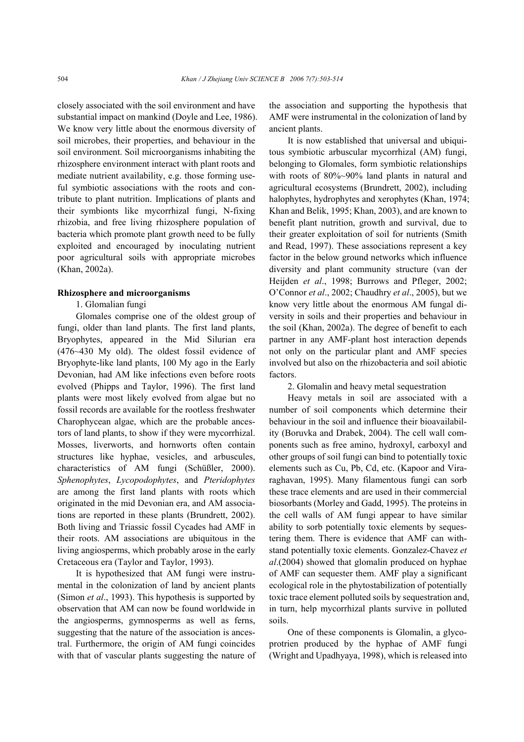closely associated with the soil environment and have substantial impact on mankind (Doyle and Lee, 1986). We know very little about the enormous diversity of soil microbes, their properties, and behaviour in the soil environment. Soil microorganisms inhabiting the rhizosphere environment interact with plant roots and mediate nutrient availability, e.g. those forming useful symbiotic associations with the roots and contribute to plant nutrition. Implications of plants and their symbionts like mycorrhizal fungi, N-fixing rhizobia, and free living rhizosphere population of bacteria which promote plant growth need to be fully exploited and encouraged by inoculating nutrient poor agricultural soils with appropriate microbes (Khan, 2002a).

## Rhizosphere and microorganisms

1. Glomalian fungi

Glomales comprise one of the oldest group of fungi, older than land plants. The first land plants, Bryophytes, appeared in the Mid Silurian era (476~430 My old). The oldest fossil evidence of Bryophyte-like land plants, 100 My ago in the Early Devonian, had AM like infections even before roots evolved (Phipps and Taylor, 1996). The first land plants were most likely evolved from algae but no fossil records are available for the rootless freshwater Charophycean algae, which are the probable ancestors of land plants, to show if they were mycorrhizal. Mosses, liverworts, and hornworts often contain structures like hyphae, vesicles, and arbuscules, characteristics of AM fungi (Schüßler, 2000). *Sphenophytes*, *Lycopodophytes*, and *Pteridophytes* are among the first land plants with roots which originated in the mid Devonian era, and AM associations are reported in these plants (Brundrett, 2002). Both living and Triassic fossil Cycades had AMF in their roots. AM associations are ubiquitous in the living angiosperms, which probably arose in the early Cretaceous era (Taylor and Taylor, 1993).

It is hypothesized that AM fungi were instrumental in the colonization of land by ancient plants (Simon *et al*., 1993). This hypothesis is supported by observation that AM can now be found worldwide in the angiosperms, gymnosperms as well as ferns, suggesting that the nature of the association is ancestral. Furthermore, the origin of AM fungi coincides with that of vascular plants suggesting the nature of the association and supporting the hypothesis that AMF were instrumental in the colonization of land by ancient plants.

It is now established that universal and ubiquitous symbiotic arbuscular mycorrhizal (AM) fungi, belonging to Glomales, form symbiotic relationships with roots of 80%~90% land plants in natural and agricultural ecosystems (Brundrett, 2002), including halophytes, hydrophytes and xerophytes (Khan, 1974; Khan and Belik, 1995; Khan, 2003), and are known to benefit plant nutrition, growth and survival, due to their greater exploitation of soil for nutrients (Smith and Read, 1997). These associations represent a key factor in the below ground networks which influence diversity and plant community structure (van der Heijden *et al*., 1998; Burrows and Pfleger, 2002; O'Connor *et al*., 2002; Chaudhry *et al*., 2005), but we know very little about the enormous AM fungal diversity in soils and their properties and behaviour in the soil (Khan, 2002a). The degree of benefit to each partner in any AMF-plant host interaction depends not only on the particular plant and AMF species involved but also on the rhizobacteria and soil abiotic factors.

2. Glomalin and heavy metal sequestration

Heavy metals in soil are associated with a number of soil components which determine their behaviour in the soil and influence their bioavailability (Boruvka and Drabek, 2004). The cell wall components such as free amino, hydroxyl, carboxyl and other groups of soil fungi can bind to potentially toxic elements such as Cu, Pb, Cd, etc. (Kapoor and Viraraghavan, 1995). Many filamentous fungi can sorb these trace elements and are used in their commercial biosorbants (Morley and Gadd, 1995). The proteins in the cell walls of AM fungi appear to have similar ability to sorb potentially toxic elements by sequestering them. There is evidence that AMF can withstand potentially toxic elements. Gonzalez-Chavez *et al*.(2004) showed that glomalin produced on hyphae of AMF can sequester them. AMF play a significant ecological role in the phytostabilization of potentially toxic trace element polluted soils by sequestration and, in turn, help mycorrhizal plants survive in polluted soils.

One of these components is Glomalin, a glycoprotrien produced by the hyphae of AMF fungi (Wright and Upadhyaya, 1998), which is released into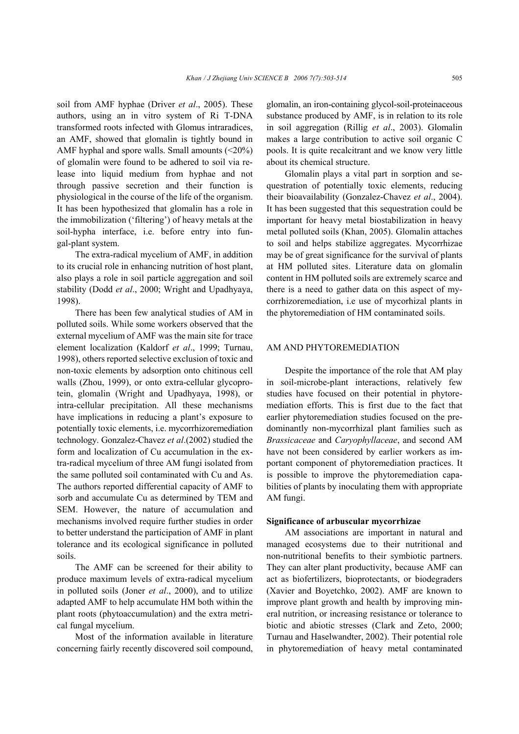soil from AMF hyphae (Driver *et al*., 2005). These authors, using an in vitro system of Ri T-DNA transformed roots infected with Glomus intraradices, an AMF, showed that glomalin is tightly bound in AMF hyphal and spore walls. Small amounts (<20%) of glomalin were found to be adhered to soil via release into liquid medium from hyphae and not through passive secretion and their function is physiological in the course of the life of the organism. It has been hypothesized that glomalin has a role in the immobilization ('filtering') of heavy metals at the soil-hypha interface, i.e. before entry into fungal-plant system.

The extra-radical mycelium of AMF, in addition to its crucial role in enhancing nutrition of host plant, also plays a role in soil particle aggregation and soil stability (Dodd *et al*., 2000; Wright and Upadhyaya, 1998).

There has been few analytical studies of AM in polluted soils. While some workers observed that the external mycelium of AMF was the main site for trace element localization (Kaldorf *et al*., 1999; Turnau, 1998), others reported selective exclusion of toxic and non-toxic elements by adsorption onto chitinous cell walls (Zhou, 1999), or onto extra-cellular glycoprotein, glomalin (Wright and Upadhyaya, 1998), or intra-cellular precipitation. All these mechanisms have implications in reducing a plant's exposure to potentially toxic elements, i.e. mycorrhizoremediation technology. Gonzalez-Chavez *et al*.(2002) studied the form and localization of Cu accumulation in the extra-radical mycelium of three AM fungi isolated from the same polluted soil contaminated with Cu and As. The authors reported differential capacity of AMF to sorb and accumulate Cu as determined by TEM and SEM. However, the nature of accumulation and mechanisms involved require further studies in order to better understand the participation of AMF in plant tolerance and its ecological significance in polluted soils.

The AMF can be screened for their ability to produce maximum levels of extra-radical mycelium in polluted soils (Joner *et al*., 2000), and to utilize adapted AMF to help accumulate HM both within the plant roots (phytoaccumulation) and the extra metrical fungal mycelium.

Most of the information available in literature concerning fairly recently discovered soil compound, glomalin, an iron-containing glycol-soil-proteinaceous substance produced by AMF, is in relation to its role in soil aggregation (Rillig *et al*., 2003). Glomalin makes a large contribution to active soil organic C pools. It is quite recalcitrant and we know very little about its chemical structure.

Glomalin plays a vital part in sorption and sequestration of potentially toxic elements, reducing their bioavailability (Gonzalez-Chavez *et al*., 2004). It has been suggested that this sequestration could be important for heavy metal biostabilization in heavy metal polluted soils (Khan, 2005). Glomalin attaches to soil and helps stabilize aggregates. Mycorrhizae may be of great significance for the survival of plants at HM polluted sites. Literature data on glomalin content in HM polluted soils are extremely scarce and there is a need to gather data on this aspect of mycorrhizoremediation, i.e use of mycorhizal plants in the phytoremediation of HM contaminated soils.

## AM AND PHYTOREMEDIATION

Despite the importance of the role that AM play in soil-microbe-plant interactions, relatively few studies have focused on their potential in phytoremediation efforts. This is first due to the fact that earlier phytoremediation studies focused on the predominantly non-mycorrhizal plant families such as *Brassicaceae* and *Caryophyllaceae*, and second AM have not been considered by earlier workers as important component of phytoremediation practices. It is possible to improve the phytoremediation capabilities of plants by inoculating them with appropriate AM fungi.

### Significance of arbuscular mycorrhizae

AM associations are important in natural and managed ecosystems due to their nutritional and non-nutritional benefits to their symbiotic partners. They can alter plant productivity, because AMF can act as biofertilizers, bioprotectants, or biodegraders (Xavier and Boyetchko, 2002). AMF are known to improve plant growth and health by improving mineral nutrition, or increasing resistance or tolerance to biotic and abiotic stresses (Clark and Zeto, 2000; Turnau and Haselwandter, 2002). Their potential role in phytoremediation of heavy metal contaminated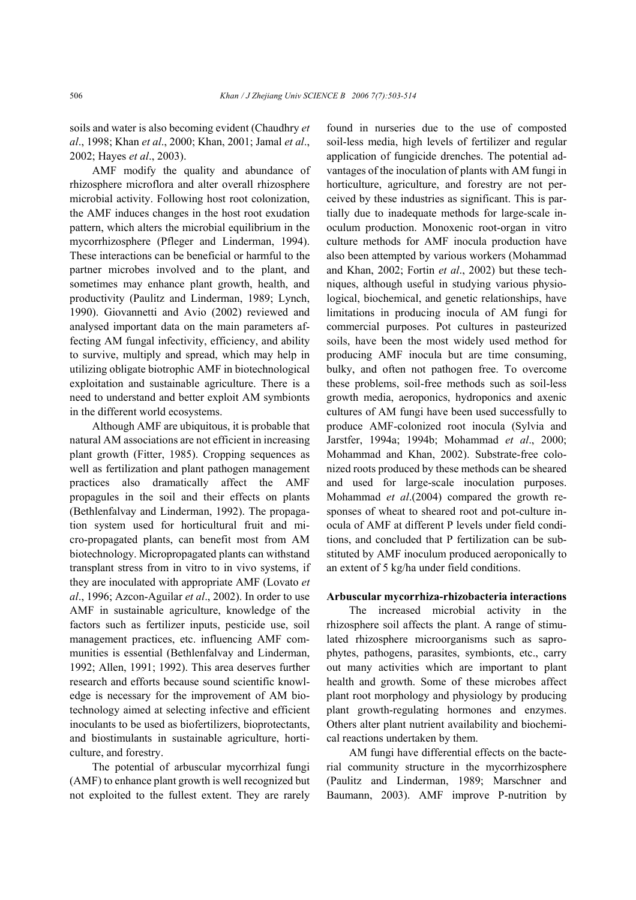soils and water is also becoming evident (Chaudhry *et al*., 1998; Khan *et al*., 2000; Khan, 2001; Jamal *et al*., 2002; Hayes *et al*., 2003).

AMF modify the quality and abundance of rhizosphere microflora and alter overall rhizosphere microbial activity. Following host root colonization, the AMF induces changes in the host root exudation pattern, which alters the microbial equilibrium in the mycorrhizosphere (Pfleger and Linderman, 1994). These interactions can be beneficial or harmful to the partner microbes involved and to the plant, and sometimes may enhance plant growth, health, and productivity (Paulitz and Linderman, 1989; Lynch, 1990). Giovannetti and Avio (2002) reviewed and analysed important data on the main parameters affecting AM fungal infectivity, efficiency, and ability to survive, multiply and spread, which may help in utilizing obligate biotrophic AMF in biotechnological exploitation and sustainable agriculture. There is a need to understand and better exploit AM symbionts in the different world ecosystems.

Although AMF are ubiquitous, it is probable that natural AM associations are not efficient in increasing plant growth (Fitter, 1985). Cropping sequences as well as fertilization and plant pathogen management practices also dramatically affect the AMF propagules in the soil and their effects on plants (Bethlenfalvay and Linderman, 1992). The propagation system used for horticultural fruit and micro-propagated plants, can benefit most from AM biotechnology. Micropropagated plants can withstand transplant stress from in vitro to in vivo systems, if they are inoculated with appropriate AMF (Lovato *et al*., 1996; Azcon-Aguilar *et al*., 2002). In order to use AMF in sustainable agriculture, knowledge of the factors such as fertilizer inputs, pesticide use, soil management practices, etc. influencing AMF communities is essential (Bethlenfalvay and Linderman, 1992; Allen, 1991; 1992). This area deserves further research and efforts because sound scientific knowledge is necessary for the improvement of AM biotechnology aimed at selecting infective and efficient inoculants to be used as biofertilizers, bioprotectants, and biostimulants in sustainable agriculture, horticulture, and forestry.

The potential of arbuscular mycorrhizal fungi (AMF) to enhance plant growth is well recognized but not exploited to the fullest extent. They are rarely found in nurseries due to the use of composted soil-less media, high levels of fertilizer and regular application of fungicide drenches. The potential advantages of the inoculation of plants with AM fungi in horticulture, agriculture, and forestry are not perceived by these industries as significant. This is partially due to inadequate methods for large-scale inoculum production. Monoxenic root-organ in vitro culture methods for AMF inocula production have also been attempted by various workers (Mohammad and Khan, 2002; Fortin *et al*., 2002) but these techniques, although useful in studying various physiological, biochemical, and genetic relationships, have limitations in producing inocula of AM fungi for commercial purposes. Pot cultures in pasteurized soils, have been the most widely used method for producing AMF inocula but are time consuming, bulky, and often not pathogen free. To overcome these problems, soil-free methods such as soil-less growth media, aeroponics, hydroponics and axenic cultures of AM fungi have been used successfully to produce AMF-colonized root inocula (Sylvia and Jarstfer, 1994a; 1994b; Mohammad *et al*., 2000; Mohammad and Khan, 2002). Substrate-free colonized roots produced by these methods can be sheared and used for large-scale inoculation purposes. Mohammad *et al*.(2004) compared the growth responses of wheat to sheared root and pot-culture inocula of AMF at different P levels under field conditions, and concluded that P fertilization can be substituted by AMF inoculum produced aeroponically to an extent of 5 kg/ha under field conditions.

## Arbuscular mycorrhiza-rhizobacteria interactions

The increased microbial activity in the rhizosphere soil affects the plant. A range of stimulated rhizosphere microorganisms such as saprophytes, pathogens, parasites, symbionts, etc., carry out many activities which are important to plant health and growth. Some of these microbes affect plant root morphology and physiology by producing plant growth-regulating hormones and enzymes. Others alter plant nutrient availability and biochemical reactions undertaken by them.

AM fungi have differential effects on the bacterial community structure in the mycorrhizosphere (Paulitz and Linderman, 1989; Marschner and Baumann, 2003). AMF improve P-nutrition by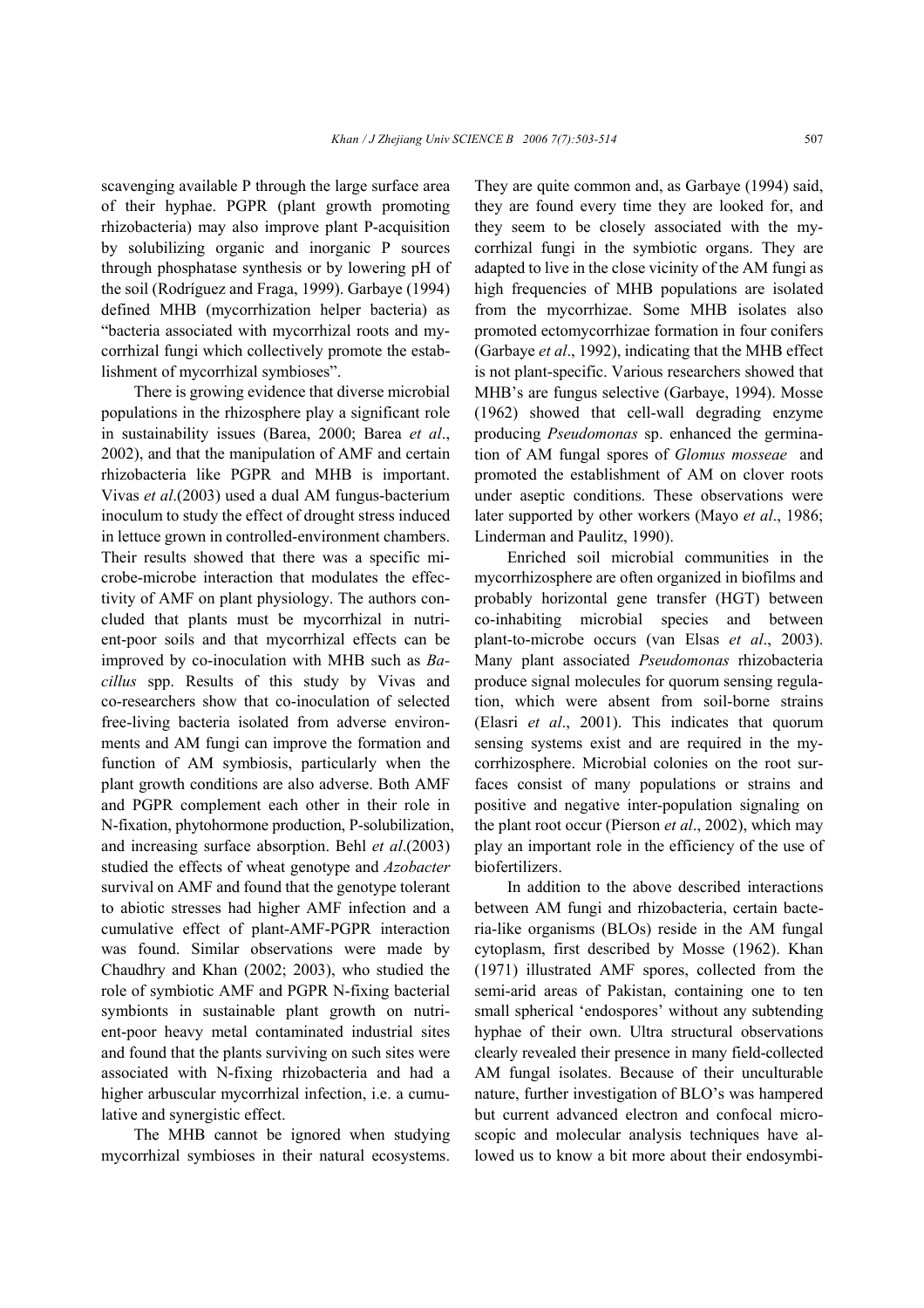scavenging available P through the large surface area of their hyphae. PGPR (plant growth promoting rhizobacteria) may also improve plant P-acquisition by solubilizing organic and inorganic P sources through phosphatase synthesis or by lowering pH of the soil (Rodríguez and Fraga, 1999). Garbaye (1994) defined MHB (mycorrhization helper bacteria) as "bacteria associated with mycorrhizal roots and mycorrhizal fungi which collectively promote the establishment of mycorrhizal symbioses".

There is growing evidence that diverse microbial populations in the rhizosphere play a significant role in sustainability issues (Barea, 2000; Barea *et al*., 2002), and that the manipulation of AMF and certain rhizobacteria like PGPR and MHB is important. Vivas *et al*.(2003) used a dual AM fungus-bacterium inoculum to study the effect of drought stress induced in lettuce grown in controlled-environment chambers. Their results showed that there was a specific microbe-microbe interaction that modulates the effectivity of AMF on plant physiology. The authors concluded that plants must be mycorrhizal in nutrient-poor soils and that mycorrhizal effects can be improved by co-inoculation with MHB such as *Bacillus* spp. Results of this study by Vivas and co-researchers show that co-inoculation of selected free-living bacteria isolated from adverse environments and AM fungi can improve the formation and function of AM symbiosis, particularly when the plant growth conditions are also adverse. Both AMF and PGPR complement each other in their role in N-fixation, phytohormone production, P-solubilization, and increasing surface absorption. Behl *et al*.(2003) studied the effects of wheat genotype and *Azobacter* survival on AMF and found that the genotype tolerant to abiotic stresses had higher AMF infection and a cumulative effect of plant-AMF-PGPR interaction was found. Similar observations were made by Chaudhry and Khan (2002; 2003), who studied the role of symbiotic AMF and PGPR N-fixing bacterial symbionts in sustainable plant growth on nutrient-poor heavy metal contaminated industrial sites and found that the plants surviving on such sites were associated with N-fixing rhizobacteria and had a higher arbuscular mycorrhizal infection, i.e. a cumulative and synergistic effect.

The MHB cannot be ignored when studying mycorrhizal symbioses in their natural ecosystems. They are quite common and, as Garbaye (1994) said, they are found every time they are looked for, and they seem to be closely associated with the mycorrhizal fungi in the symbiotic organs. They are adapted to live in the close vicinity of the AM fungi as high frequencies of MHB populations are isolated from the mycorrhizae. Some MHB isolates also promoted ectomycorrhizae formation in four conifers (Garbaye *et al*., 1992), indicating that the MHB effect is not plant-specific. Various researchers showed that MHB's are fungus selective (Garbaye, 1994). Mosse (1962) showed that cell-wall degrading enzyme producing *Pseudomonas* sp. enhanced the germination of AM fungal spores of *Glomus mosseae* and promoted the establishment of AM on clover roots under aseptic conditions. These observations were later supported by other workers (Mayo *et al*., 1986; Linderman and Paulitz, 1990).

Enriched soil microbial communities in the mycorrhizosphere are often organized in biofilms and probably horizontal gene transfer (HGT) between co-inhabiting microbial species and between plant-to-microbe occurs (van Elsas *et al*., 2003). Many plant associated *Pseudomonas* rhizobacteria produce signal molecules for quorum sensing regulation, which were absent from soil-borne strains (Elasri *et al*., 2001). This indicates that quorum sensing systems exist and are required in the mycorrhizosphere. Microbial colonies on the root surfaces consist of many populations or strains and positive and negative inter-population signaling on the plant root occur (Pierson *et al*., 2002), which may play an important role in the efficiency of the use of biofertilizers.

In addition to the above described interactions between AM fungi and rhizobacteria, certain bacteria-like organisms (BLOs) reside in the AM fungal cytoplasm, first described by Mosse (1962). Khan (1971) illustrated AMF spores, collected from the semi-arid areas of Pakistan, containing one to ten small spherical 'endospores' without any subtending hyphae of their own. Ultra structural observations clearly revealed their presence in many field-collected AM fungal isolates. Because of their unculturable nature, further investigation of BLO's was hampered but current advanced electron and confocal microscopic and molecular analysis techniques have allowed us to know a bit more about their endosymbi-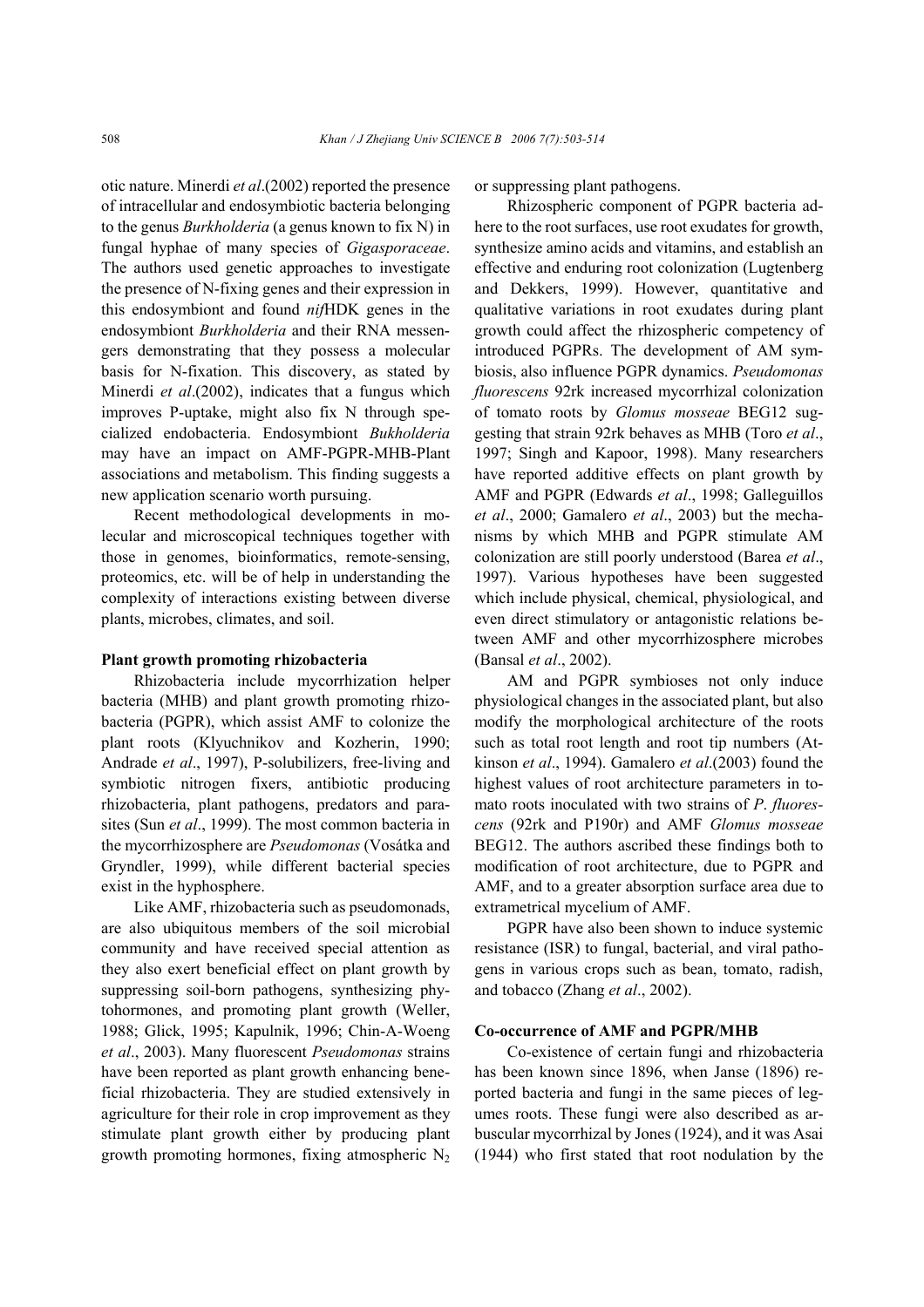otic nature. Minerdi *et al*.(2002) reported the presence of intracellular and endosymbiotic bacteria belonging to the genus *Burkholderia* (a genus known to fix N) in fungal hyphae of many species of *Gigasporaceae*. The authors used genetic approaches to investigate the presence of N-fixing genes and their expression in this endosymbiont and found *nif*HDK genes in the endosymbiont *Burkholderia* and their RNA messengers demonstrating that they possess a molecular basis for N-fixation. This discovery, as stated by Minerdi *et al*.(2002), indicates that a fungus which improves P-uptake, might also fix N through specialized endobacteria. Endosymbiont *Bukholderia* may have an impact on AMF-PGPR-MHB-Plant associations and metabolism. This finding suggests a new application scenario worth pursuing.

Recent methodological developments in molecular and microscopical techniques together with those in genomes, bioinformatics, remote-sensing, proteomics, etc. will be of help in understanding the complexity of interactions existing between diverse plants, microbes, climates, and soil.

**Plant growth promoting rhizobacteria**

Rhizobacteria include mycorrhization helper bacteria (MHB) and plant growth promoting rhizobacteria (PGPR), which assist AMF to colonize the plant roots (Klyuchnikov and Kozherin, 1990; Andrade *et al*., 1997), P-solubilizers, free-living and symbiotic nitrogen fixers, antibiotic producing rhizobacteria, plant pathogens, predators and parasites (Sun *et al*., 1999). The most common bacteria in the mycorrhizosphere are *Pseudomonas* (Vosátka and Gryndler, 1999), while different bacterial species exist in the hyphosphere.

Like AMF, rhizobacteria such as pseudomonads, are also ubiquitous members of the soil microbial community and have received special attention as they also exert beneficial effect on plant growth by suppressing soil-born pathogens, synthesizing phytohormones, and promoting plant growth (Weller, 1988; Glick, 1995; Kapulnik, 1996; Chin-A-Woeng *et al*., 2003). Many fluorescent *Pseudomonas* strains have been reported as plant growth enhancing beneficial rhizobacteria. They are studied extensively in agriculture for their role in crop improvement as they stimulate plant growth either by producing plant growth promoting hormones, fixing atmospheric $N_2$ or suppressing plant pathogens.

Rhizospheric component of PGPR bacteria adhere to the root surfaces, use root exudates for growth, synthesize amino acids and vitamins, and establish an effective and enduring root colonization (Lugtenberg and Dekkers, 1999). However, quantitative and qualitative variations in root exudates during plant growth could affect the rhizospheric competency of introduced PGPRs. The development of AM symbiosis, also influence PGPR dynamics. *Pseudomonas fluorescens* 92rk increased mycorrhizal colonization of tomato roots by *Glomus mosseae* BEG12 suggesting that strain 92rk behaves as MHB (Toro *et al*., 1997; Singh and Kapoor, 1998). Many researchers have reported additive effects on plant growth by AMF and PGPR (Edwards *et al*., 1998; Galleguillos *et al*., 2000; Gamalero *et al*., 2003) but the mechanisms by which MHB and PGPR stimulate AM colonization are still poorly understood (Barea *et al*., 1997). Various hypotheses have been suggested which include physical, chemical, physiological, and even direct stimulatory or antagonistic relations between AMF and other mycorrhizosphere microbes (Bansal *et al*., 2002).

AM and PGPR symbioses not only induce physiological changes in the associated plant, but also modify the morphological architecture of the roots such as total root length and root tip numbers (Atkinson *et al*., 1994). Gamalero *et al*.(2003) found the highest values of root architecture parameters in tomato roots inoculated with two strains of *P*. *fluorescens* (92rk and P190r) and AMF *Glomus mosseae* BEG12. The authors ascribed these findings both to modification of root architecture, due to PGPR and AMF, and to a greater absorption surface area due to extrametrical mycelium of AMF.

PGPR have also been shown to induce systemic resistance (ISR) to fungal, bacterial, and viral pathogens in various crops such as bean, tomato, radish, and tobacco (Zhang *et al*., 2002).

**Co-occurrence of AMF and PGPR/MHB**

Co-existence of certain fungi and rhizobacteria has been known since 1896, when Janse (1896) reported bacteria and fungi in the same pieces of legumes roots. These fungi were also described as arbuscular mycorrhizal by Jones (1924), and it was Asai (1944) who first stated that root nodulation by the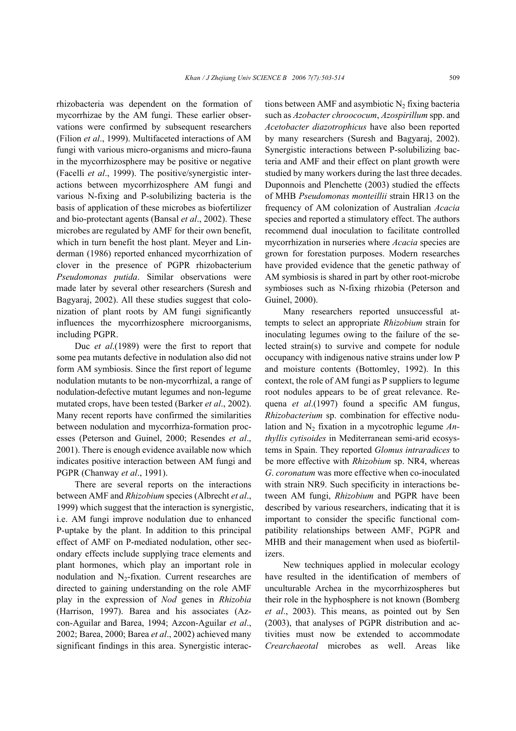rhizobacteria was dependent on the formation of mycorrhizae by the AM fungi. These earlier observations were confirmed by subsequent researchers (Filion *et al*., 1999). Multifaceted interactions of AM fungi with various micro-organisms and micro-fauna in the mycorrhizosphere may be positive or negative (Facelli *et al*., 1999). The positive/synergistic interactions between mycorrhizosphere AM fungi and various N-fixing and P-solubilizing bacteria is the basis of application of these microbes as biofertilizer and bio-protectant agents (Bansal *et al*., 2002). These microbes are regulated by AMF for their own benefit, which in turn benefit the host plant. Meyer and Linderman (1986) reported enhanced mycorrhization of clover in the presence of PGPR rhizobacterium *Pseudomonas putida*. Similar observations were made later by several other researchers (Suresh and Bagyaraj, 2002). All these studies suggest that colonization of plant roots by AM fungi significantly influences the mycorrhizosphere microorganisms, including PGPR.

Duc *et al*.(1989) were the first to report that some pea mutants defective in nodulation also did not form AM symbiosis. Since the first report of legume nodulation mutants to be non-mycorrhizal, a range of nodulation-defective mutant legumes and non-legume mutated crops, have been tested (Barker *et al*., 2002). Many recent reports have confirmed the similarities between nodulation and mycorrhiza-formation processes (Peterson and Guinel, 2000; Resendes *et al*., 2001). There is enough evidence available now which indicates positive interaction between AM fungi and PGPR (Chanway *et al*., 1991).

There are several reports on the interactions between AMF and *Rhizobium* species (Albrecht *et al*., 1999) which suggest that the interaction is synergistic, i.e. AM fungi improve nodulation due to enhanced P-uptake by the plant. In addition to this principal effect of AMF on P-mediated nodulation, other secondary effects include supplying trace elements and plant hormones, which play an important role in nodulation and $N_2$-fixation. Current researches are directed to gaining understanding on the role AMF play in the expression of *Nod* genes in *Rhizobia* (Harrison, 1997). Barea and his associates (Azcon-Aguilar and Barea, 1994; Azcon-Aguilar *et al*., 2002; Barea, 2000; Barea *et al*., 2002) achieved many significant findings in this area. Synergistic interactions between AMF and asymbiotic $N_2$ fixing bacteria such as *Azobacter chroococum*, *Azospirillum* spp. and *Acetobacter diazotrophicus* have also been reported by many researchers (Suresh and Bagyaraj, 2002). Synergistic interactions between P-solubilizing bacteria and AMF and their effect on plant growth were studied by many workers during the last three decades. Duponnois and Plenchette (2003) studied the effects of MHB *Pseudomonas monteillii* strain HR13 on the frequency of AM colonization of Australian *Acacia* species and reported a stimulatory effect. The authors recommend dual inoculation to facilitate controlled mycorrhization in nurseries where *Acacia* species are grown for forestation purposes. Modern researches have provided evidence that the genetic pathway of AM symbiosis is shared in part by other root-microbe symbioses such as N-fixing rhizobia (Peterson and Guinel, 2000).

Many researchers reported unsuccessful attempts to select an appropriate *Rhizobium* strain for inoculating legumes owing to the failure of the selected strain(s) to survive and compete for nodule occupancy with indigenous native strains under low P and moisture contents (Bottomley, 1992). In this context, the role of AM fungi as P suppliers to legume root nodules appears to be of great relevance. Requena *et al*.(1997) found a specific AM fungus, *Rhizobacterium* sp. combination for effective nodulation and $N_2$ fixation in a mycotrophic legume *Anthyllis cytisoides* in Mediterranean semi-arid ecosystems in Spain. They reported *Glomus intraradices* to be more effective with *Rhizobium* sp. NR4, whereas *G*. *coronatum* was more effective when co-inoculated with strain NR9. Such specificity in interactions between AM fungi, *Rhizobium* and PGPR have been described by various researchers, indicating that it is important to consider the specific functional compatibility relationships between AMF, PGPR and MHB and their management when used as biofertilizers.

New techniques applied in molecular ecology have resulted in the identification of members of unculturable Archea in the mycorrhizospheres but their role in the hyphosphere is not known (Bomberg *et al*., 2003). This means, as pointed out by Sen (2003), that analyses of PGPR distribution and activities must now be extended to accommodate *Crearchaeotal* microbes as well. Areas like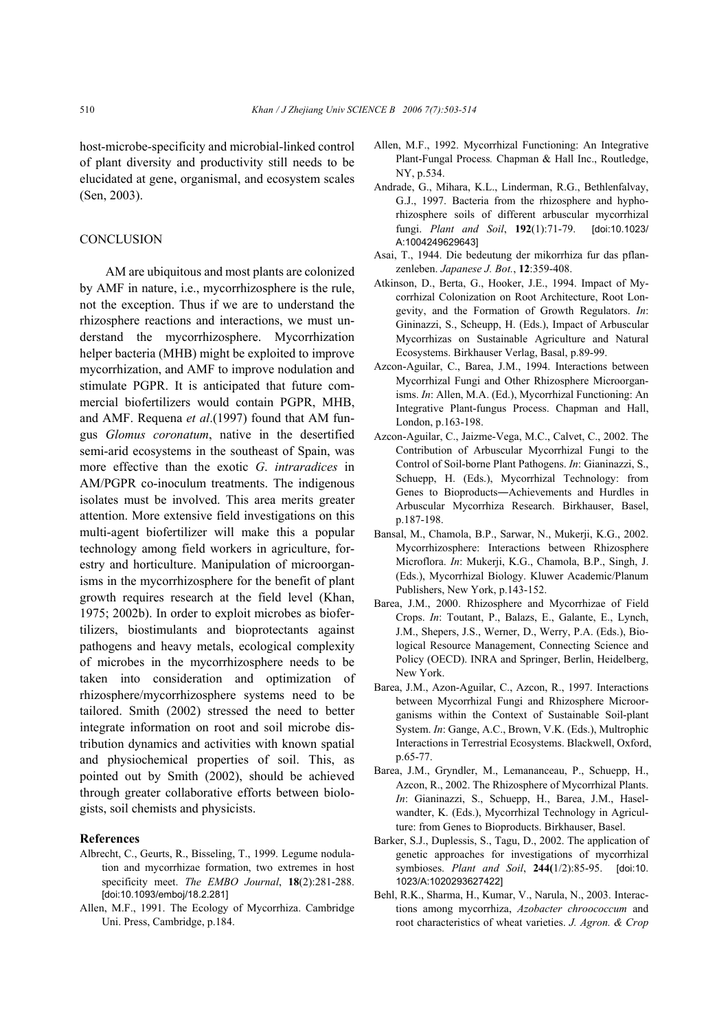host-microbe-specificity and microbial-linked control of plant diversity and productivity still needs to be elucidated at gene, organismal, and ecosystem scales (Sen, 2003).

## CONCLUSION

AM are ubiquitous and most plants are colonized by AMF in nature, i.e., mycorrhizosphere is the rule, not the exception. Thus if we are to understand the rhizosphere reactions and interactions, we must understand the mycorrhizosphere. Mycorrhization helper bacteria (MHB) might be exploited to improve mycorrhization, and AMF to improve nodulation and stimulate PGPR. It is anticipated that future commercial biofertilizers would contain PGPR, MHB, and AMF. Requena *et al*.(1997) found that AM fungus *Glomus coronatum*, native in the desertified semi-arid ecosystems in the southeast of Spain, was more effective than the exotic *G. intraradices* in AM/PGPR co-inoculum treatments. The indigenous isolates must be involved. This area merits greater attention. More extensive field investigations on this multi-agent biofertilizer will make this a popular technology among field workers in agriculture, forestry and horticulture. Manipulation of microorganisms in the mycorrhizosphere for the benefit of plant growth requires research at the field level (Khan, 1975; 2002b). In order to exploit microbes as biofertilizers, biostimulants and bioprotectants against pathogens and heavy metals, ecological complexity of microbes in the mycorrhizosphere needs to be taken into consideration and optimization of rhizosphere/mycorrhizosphere systems need to be tailored. Smith (2002) stressed the need to better integrate information on root and soil microbe distribution dynamics and activities with known spatial and physiochemical properties of soil. This, as pointed out by Smith (2002), should be achieved through greater collaborative efforts between biologists, soil chemists and physicists.

### References

Albrecht, C., Geurts, R., Bisseling, T., 1999. Legume nodulation and mycorrhizae formation, two extremes in host specificity meet. *The EMBO Journal*, **18**(2):281-288. [doi:10.1093/emboj/18.2.281]

Allen, M.F., 1991. The Ecology of Mycorrhiza. Cambridge Uni. Press, Cambridge, p.184.

Allen, M.F., 1992. Mycorrhizal Functioning: An Integrative Plant-Fungal Process*.* Chapman & Hall Inc., Routledge, NY, p.534.

Andrade, G., Mihara, K.L., Linderman, R.G., Bethlenfalvay, G.J., 1997. Bacteria from the rhizosphere and hyphorhizosphere soils of different arbuscular mycorrhizal fungi. *Plant and Soil*, **192**(1):71-79. [doi:10.1023/A:1004249629643]

Asai, T., 1944. Die bedeutung der mikorrhiza fur das pflanzenleben. *Japanese J. Bot.*, **12**:359-408.

Atkinson, D., Berta, G., Hooker, J.E., 1994. Impact of Mycorrhizal Colonization on Root Architecture, Root Longevity, and the Formation of Growth Regulators. *In*: Gininazzi, S., Scheupp, H. (Eds.), Impact of Arbuscular Mycorrhizas on Sustainable Agriculture and Natural Ecosystems. Birkhauser Verlag, Basal, p.89-99.

Azcon-Aguilar, C., Barea, J.M., 1994. Interactions between Mycorrhizal Fungi and Other Rhizosphere Microorganisms. *In*: Allen, M.A. (Ed.), Mycorrhizal Functioning: An Integrative Plant-fungus Process. Chapman and Hall, London, p.163-198.

Azcon-Aguilar, C., Jaizme-Vega, M.C., Calvet, C., 2002. The Contribution of Arbuscular Mycorrhizal Fungi to the Control of Soil-borne Plant Pathogens. *In*: Gianinazzi, S., Schuepp, H. (Eds.), Mycorrhizal Technology: from Genes to Bioproducts―Achievements and Hurdles in Arbuscular Mycorrhiza Research. Birkhauser, Basel, p.187-198.

Bansal, M., Chamola, B.P., Sarwar, N., Mukerji, K.G., 2002. Mycorrhizosphere: Interactions between Rhizosphere Microflora. *In*: Mukerji, K.G., Chamola, B.P., Singh, J. (Eds.), Mycorrhizal Biology. Kluwer Academic/Planum Publishers, New York, p.143-152.

Barea, J.M., 2000. Rhizosphere and Mycorrhizae of Field Crops. *In*: Toutant, P., Balazs, E., Galante, E., Lynch, J.M., Shepers, J.S., Werner, D., Werry, P.A. (Eds.), Biological Resource Management, Connecting Science and Policy (OECD). INRA and Springer, Berlin, Heidelberg, New York.

Barea, J.M., Azon-Aguilar, C., Azcon, R., 1997. Interactions between Mycorrhizal Fungi and Rhizosphere Microorganisms within the Context of Sustainable Soil-plant System. *In*: Gange, A.C., Brown, V.K. (Eds.), Multrophic Interactions in Terrestrial Ecosystems. Blackwell, Oxford, p.65-77.

Barea, J.M., Gryndler, M., Lemananceau, P., Schuepp, H., Azcon, R., 2002. The Rhizosphere of Mycorrhizal Plants. *In*: Gianinazzi, S., Schuepp, H., Barea, J.M., Haselwandter, K. (Eds.), Mycorrhizal Technology in Agriculture: from Genes to Bioproducts. Birkhauser, Basel.

Barker, S.J., Duplessis, S., Tagu, D., 2002. The application of genetic approaches for investigations of mycorrhizal symbioses. *Plant and Soil*, **244(**1/2):85-95. [doi:10.1023/A:1020293627422]

Behl, R.K., Sharma, H., Kumar, V., Narula, N., 2003. Interactions among mycorrhiza, *Azobacter chroococcum* and root characteristics of wheat varieties. *J. Agron. & Crop*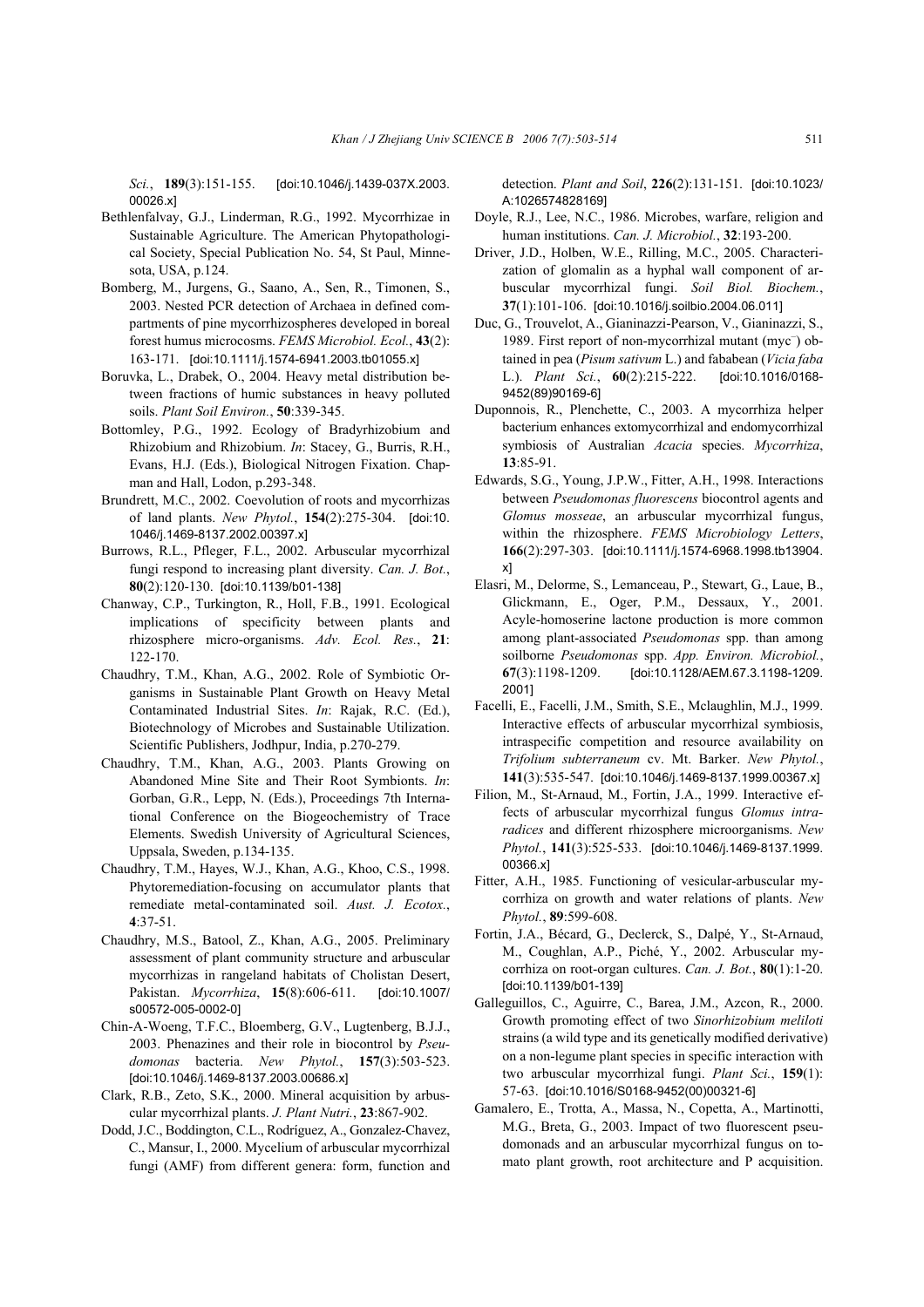*Sci.*, **189**(3):151-155. [doi:10.1046/j.1439-037X.2003.00026.x]

Bethlenfalvay, G.J., Linderman, R.G., 1992. Mycorrhizae in Sustainable Agriculture. The American Phytopathological Society, Special Publication No. 54, St Paul, Minnesota, USA, p.124.

Bomberg, M., Jurgens, G., Saano, A., Sen, R., Timonen, S., 2003. Nested PCR detection of Archaea in defined compartments of pine mycorrhizospheres developed in boreal forest humus microcosms. *FEMS Microbiol. Ecol.*, **43**(2): 163-171. [doi:10.1111/j.1574-6941.2003.tb01055.x]

Boruvka, L., Drabek, O., 2004. Heavy metal distribution between fractions of humic substances in heavy polluted soils. *Plant Soil Environ.*, **50**:339-345.

Bottomley, P.G., 1992. Ecology of Bradyrhizobium and Rhizobium and Rhizobium. *In*: Stacey, G., Burris, R.H., Evans, H.J. (Eds.), Biological Nitrogen Fixation. Chapman and Hall, Lodon, p.293-348.

Brundrett, M.C., 2002. Coevolution of roots and mycorrhizas of land plants. *New Phytol.*, **154**(2):275-304. [doi:10.1046/j.1469-8137.2002.00397.x]

Burrows, R.L., Pfleger, F.L., 2002. Arbuscular mycorrhizal fungi respond to increasing plant diversity. *Can. J. Bot.*, **80**(2):120-130. [doi:10.1139/b01-138]

Chanway, C.P., Turkington, R., Holl, F.B., 1991. Ecological implications of specificity between plants and rhizosphere micro-organisms. *Adv. Ecol. Res.*, **21**: 122-170.

Chaudhry, T.M., Khan, A.G., 2002. Role of Symbiotic Organisms in Sustainable Plant Growth on Heavy Metal Contaminated Industrial Sites. *In*: Rajak, R.C. (Ed.), Biotechnology of Microbes and Sustainable Utilization. Scientific Publishers, Jodhpur, India, p.270-279.

Chaudhry, T.M., Khan, A.G., 2003. Plants Growing on Abandoned Mine Site and Their Root Symbionts. *In*: Gorban, G.R., Lepp, N. (Eds.), Proceedings 7th International Conference on the Biogeochemistry of Trace Elements. Swedish University of Agricultural Sciences, Uppsala, Sweden, p.134-135.

Chaudhry, T.M., Hayes, W.J., Khan, A.G., Khoo, C.S., 1998. Phytoremediation-focusing on accumulator plants that remediate metal-contaminated soil. *Aust. J. Ecotox.*, **4**:37-51.

Chaudhry, M.S., Batool, Z., Khan, A.G., 2005. Preliminary assessment of plant community structure and arbuscular mycorrhizas in rangeland habitats of Cholistan Desert, Pakistan. *Mycorrhiza*, **15**(8):606-611. [doi:10.1007/s00572-005-0002-0]

Chin-A-Woeng, T.F.C., Bloemberg, G.V., Lugtenberg, B.J.J., 2003. Phenazines and their role in biocontrol by *Pseudomonas* bacteria. *New Phytol.*, **157**(3):503-523. [doi:10.1046/j.1469-8137.2003.00686.x]

Clark, R.B., Zeto, S.K., 2000. Mineral acquisition by arbuscular mycorrhizal plants. *J. Plant Nutri.*, **23**:867-902.

Dodd, J.C., Boddington, C.L., Rodríguez, A., Gonzalez-Chavez, C., Mansur, I., 2000. Mycelium of arbuscular mycorrhizal fungi (AMF) from different genera: form, function and detection. *Plant and Soil*, **226**(2):131-151. [doi:10.1023/A:1026574828169]

Doyle, R.J., Lee, N.C., 1986. Microbes, warfare, religion and human institutions. *Can. J. Microbiol.*, **32**:193-200.

Driver, J.D., Holben, W.E., Rilling, M.C., 2005. Characterization of glomalin as a hyphal wall component of arbuscular mycorrhizal fungi. *Soil Biol. Biochem.*, **37**(1):101-106. [doi:10.1016/j.soilbio.2004.06.011]

Duc, G., Trouvelot, A., Gianinazzi-Pearson, V., Gianinazzi, S., 1989. First report of non-mycorrhizal mutant (myc$^-$) obtained in pea (*Pisum sativum* L.) and fababean (*Vicia faba* L.). *Plant Sci.*, **60**(2):215-222. [doi:10.1016/0168-9452(89)90169-6]

Duponnois, R., Plenchette, C., 2003. A mycorrhiza helper bacterium enhances extomycorrhizal and endomycorrhizal symbiosis of Australian *Acacia* species. *Mycorrhiza*, **13**:85-91.

Edwards, S.G., Young, J.P.W., Fitter, A.H., 1998. Interactions between *Pseudomonas fluorescens* biocontrol agents and *Glomus mosseae*, an arbuscular mycorrhizal fungus, within the rhizosphere. *FEMS Microbiology Letters*, **166**(2):297-303. [doi:10.1111/j.1574-6968.1998.tb13904.x]

Elasri, M., Delorme, S., Lemanceau, P., Stewart, G., Laue, B., Glickmann, E., Oger, P.M., Dessaux, Y., 2001. Acyle-homoserine lactone production is more common among plant-associated *Pseudomonas* spp. than among soilborne *Pseudomonas* spp. *App. Environ. Microbiol.*, **67**(3):1198-1209. [doi:10.1128/AEM.67.3.1198-1209.2001]

Facelli, E., Facelli, J.M., Smith, S.E., Mclaughlin, M.J., 1999. Interactive effects of arbuscular mycorrhizal symbiosis, intraspecific competition and resource availability on *Trifolium subterraneum* cv. Mt. Barker. *New Phytol.*, **141**(3):535-547. [doi:10.1046/j.1469-8137.1999.00367.x]

Filion, M., St-Arnaud, M., Fortin, J.A., 1999. Interactive effects of arbuscular mycorrhizal fungus *Glomus intraradices* and different rhizosphere microorganisms. *New Phytol.*, **141**(3):525-533. [doi:10.1046/j.1469-8137.1999.00366.x]

Fitter, A.H., 1985. Functioning of vesicular-arbuscular mycorrhiza on growth and water relations of plants. *New Phytol.*, **89**:599-608.

Fortin, J.A., Bécard, G., Declerck, S., Dalpé, Y., St-Arnaud, M., Coughlan, A.P., Piché, Y., 2002. Arbuscular mycorrhiza on root-organ cultures. *Can. J. Bot.*, **80**(1):1-20. [doi:10.1139/b01-139]

Galleguillos, C., Aguirre, C., Barea, J.M., Azcon, R., 2000. Growth promoting effect of two *Sinorhizobium meliloti* strains (a wild type and its genetically modified derivative) on a non-legume plant species in specific interaction with two arbuscular mycorrhizal fungi. *Plant Sci.*, **159**(1): 57-63. [doi:10.1016/S0168-9452(00)00321-6]

Gamalero, E., Trotta, A., Massa, N., Copetta, A., Martinotti, M.G., Breta, G., 2003. Impact of two fluorescent pseudomonads and an arbuscular mycorrhizal fungus on tomato plant growth, root architecture and P acquisition.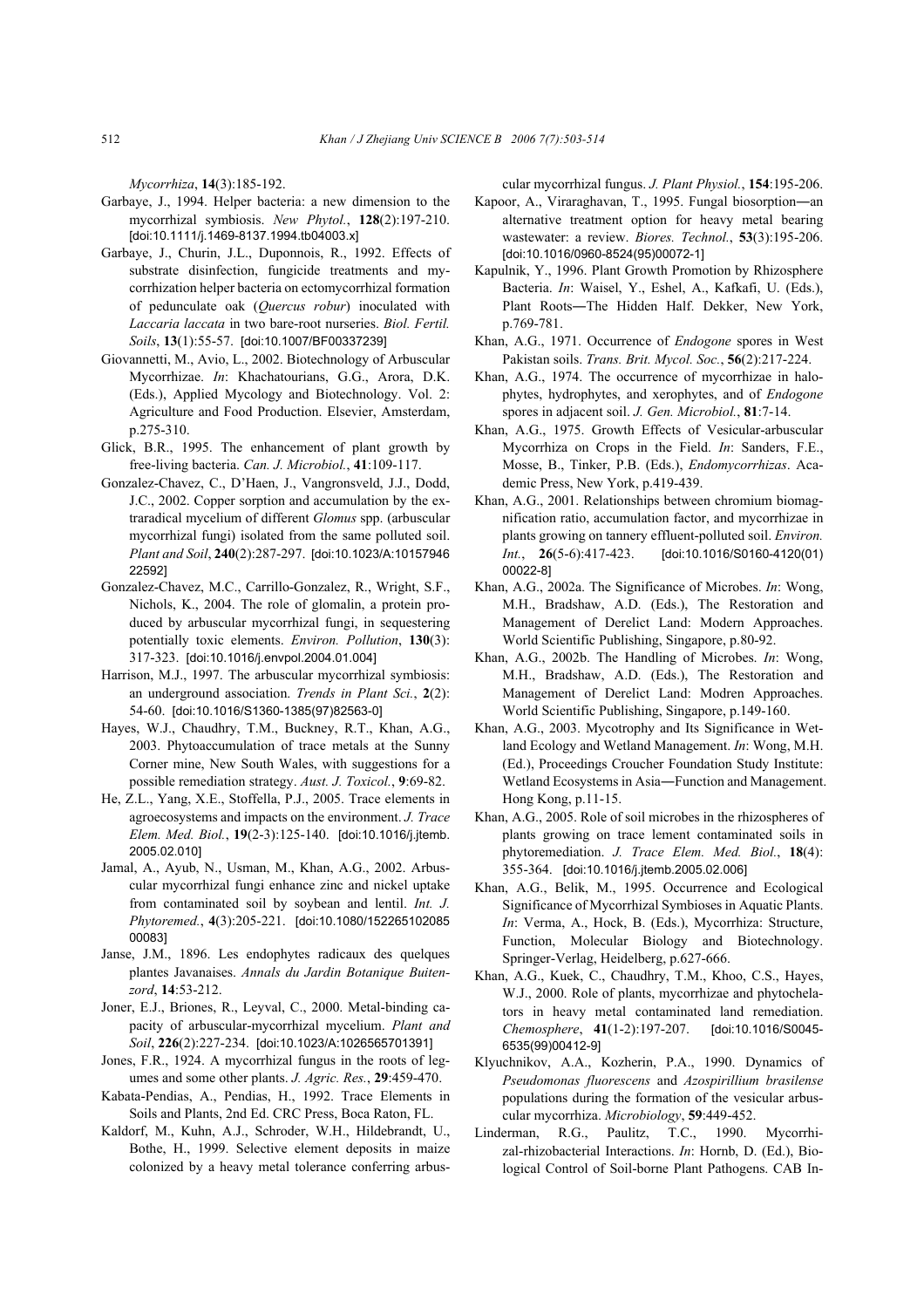*Mycorrhiza*, **14**(3):185-192.

Garbaye, J., 1994. Helper bacteria: a new dimension to the mycorrhizal symbiosis. *New Phytol.*, **128**(2):197-210. [doi:10.1111/j.1469-8137.1994.tb04003.x]

Garbaye, J., Churin, J.L., Duponnois, R., 1992. Effects of substrate disinfection, fungicide treatments and mycorrhization helper bacteria on ectomycorrhizal formation of pedunculate oak (*Quercus robur*) inoculated with *Laccaria laccata* in two bare-root nurseries. *Biol. Fertil. Soils*, **13**(1):55-57. [doi:10.1007/BF00337239]

Giovannetti, M., Avio, L., 2002. Biotechnology of Arbuscular Mycorrhizae. *In*: Khachatourians, G.G., Arora, D.K. (Eds.), Applied Mycology and Biotechnology. Vol. 2: Agriculture and Food Production. Elsevier, Amsterdam, p.275-310.

Glick, B.R., 1995. The enhancement of plant growth by free-living bacteria. *Can. J. Microbiol.*, **41**:109-117.

Gonzalez-Chavez, C., D'Haen, J., Vangronsveld, J.J., Dodd, J.C., 2002. Copper sorption and accumulation by the extraradical mycelium of different *Glomus* spp. (arbuscular mycorrhizal fungi) isolated from the same polluted soil. *Plant and Soil*, **240**(2):287-297. [doi:10.1023/A:1015794622592]

Gonzalez-Chavez, M.C., Carrillo-Gonzalez, R., Wright, S.F., Nichols, K., 2004. The role of glomalin, a protein produced by arbuscular mycorrhizal fungi, in sequestering potentially toxic elements. *Environ. Pollution*, **130**(3): 317-323. [doi:10.1016/j.envpol.2004.01.004]

Harrison, M.J., 1997. The arbuscular mycorrhizal symbiosis: an underground association. *Trends in Plant Sci.*, **2**(2): 54-60. [doi:10.1016/S1360-1385(97)82563-0]

Hayes, W.J., Chaudhry, T.M., Buckney, R.T., Khan, A.G., 2003. Phytoaccumulation of trace metals at the Sunny Corner mine, New South Wales, with suggestions for a possible remediation strategy. *Aust. J. Toxicol.*, **9**:69-82.

He, Z.L., Yang, X.E., Stoffella, P.J., 2005. Trace elements in agroecosystems and impacts on the environment. *J. Trace Elem. Med. Biol.*, **19**(2-3):125-140. [doi:10.1016/j.jtemb.2005.02.010]

Jamal, A., Ayub, N., Usman, M., Khan, A.G., 2002. Arbuscular mycorrhizal fungi enhance zinc and nickel uptake from contaminated soil by soybean and lentil. *Int. J. Phytoremed.*, **4**(3):205-221. [doi:10.1080/15226510208500083]

Janse, J.M., 1896. Les endophytes radicaux des quelques plantes Javanaises. *Annals du Jardin Botanique Buitenzord*, **14**:53-212.

Joner, E.J., Briones, R., Leyval, C., 2000. Metal-binding capacity of arbuscular-mycorrhizal mycelium. *Plant and Soil*, **226**(2):227-234. [doi:10.1023/A:1026565701391]

Jones, F.R., 1924. A mycorrhizal fungus in the roots of legumes and some other plants. *J. Agric. Res.*, **29**:459-470.

Kabata-Pendias, A., Pendias, H., 1992. Trace Elements in Soils and Plants, 2nd Ed. CRC Press, Boca Raton, FL.

Kaldorf, M., Kuhn, A.J., Schroder, W.H., Hildebrandt, U., Bothe, H., 1999. Selective element deposits in maize colonized by a heavy metal tolerance conferring arbuscular mycorrhizal fungus. *J. Plant Physiol.*, **154**:195-206.

Kapoor, A., Viraraghavan, T., 1995. Fungal biosorption—an alternative treatment option for heavy metal bearing wastewater: a review. *Biores. Technol.*, **53**(3):195-206. [doi:10.1016/0960-8524(95)00072-1]

Kapulnik, Y., 1996. Plant Growth Promotion by Rhizosphere Bacteria. *In*: Waisel, Y., Eshel, A., Kafkafi, U. (Eds.), Plant Roots—The Hidden Half. Dekker, New York, p.769-781.

Khan, A.G., 1971. Occurrence of *Endogone* spores in West Pakistan soils. *Trans. Brit. Mycol. Soc.*, **56**(2):217-224.

Khan, A.G., 1974. The occurrence of mycorrhizae in halophytes, hydrophytes, and xerophytes, and of *Endogone* spores in adjacent soil. *J. Gen. Microbiol.*, **81**:7-14.

Khan, A.G., 1975. Growth Effects of Vesicular-arbuscular Mycorrhiza on Crops in the Field. *In*: Sanders, F.E., Mosse, B., Tinker, P.B. (Eds.), *Endomycorrhizas*. Academic Press, New York, p.419-439.

Khan, A.G., 2001. Relationships between chromium biomagnification ratio, accumulation factor, and mycorrhizae in plants growing on tannery effluent-polluted soil. *Environ. Int.*, **26**(5-6):417-423. [doi:10.1016/S0160-4120(01)00022-8]

Khan, A.G., 2002a. The Significance of Microbes. *In*: Wong, M.H., Bradshaw, A.D. (Eds.), The Restoration and Management of Derelict Land: Modern Approaches. World Scientific Publishing, Singapore, p.80-92.

Khan, A.G., 2002b. The Handling of Microbes. *In*: Wong, M.H., Bradshaw, A.D. (Eds.), The Restoration and Management of Derelict Land: Modren Approaches. World Scientific Publishing, Singapore, p.149-160.

Khan, A.G., 2003. Mycotrophy and Its Significance in Wetland Ecology and Wetland Management. *In*: Wong, M.H. (Ed.), Proceedings Croucher Foundation Study Institute: Wetland Ecosystems in Asia—Function and Management. Hong Kong, p.11-15.

Khan, A.G., 2005. Role of soil microbes in the rhizospheres of plants growing on trace lement contaminated soils in phytoremediation. *J. Trace Elem. Med. Biol.*, **18**(4): 355-364. [doi:10.1016/j.jtemb.2005.02.006]

Khan, A.G., Belik, M., 1995. Occurrence and Ecological Significance of Mycorrhizal Symbioses in Aquatic Plants. *In*: Verma, A., Hock, B. (Eds.), Mycorrhiza: Structure, Function, Molecular Biology and Biotechnology. Springer-Verlag, Heidelberg, p.627-666.

Khan, A.G., Kuek, C., Chaudhry, T.M., Khoo, C.S., Hayes, W.J., 2000. Role of plants, mycorrhizae and phytochelators in heavy metal contaminated land remediation. *Chemosphere*, **41**(1-2):197-207. [doi:10.1016/S0045-6535(99)00412-9]

Klyuchnikov, A.A., Kozherin, P.A., 1990. Dynamics of *Pseudomonas fluorescens* and *Azospirillium brasilense* populations during the formation of the vesicular arbuscular mycorrhiza. *Microbiology*, **59**:449-452.

Linderman, R.G., Paulitz, T.C., 1990. Mycorrhizal-rhizobacterial Interactions. *In*: Hornb, D. (Ed.), Biological Control of Soil-borne Plant Pathogens. CAB In-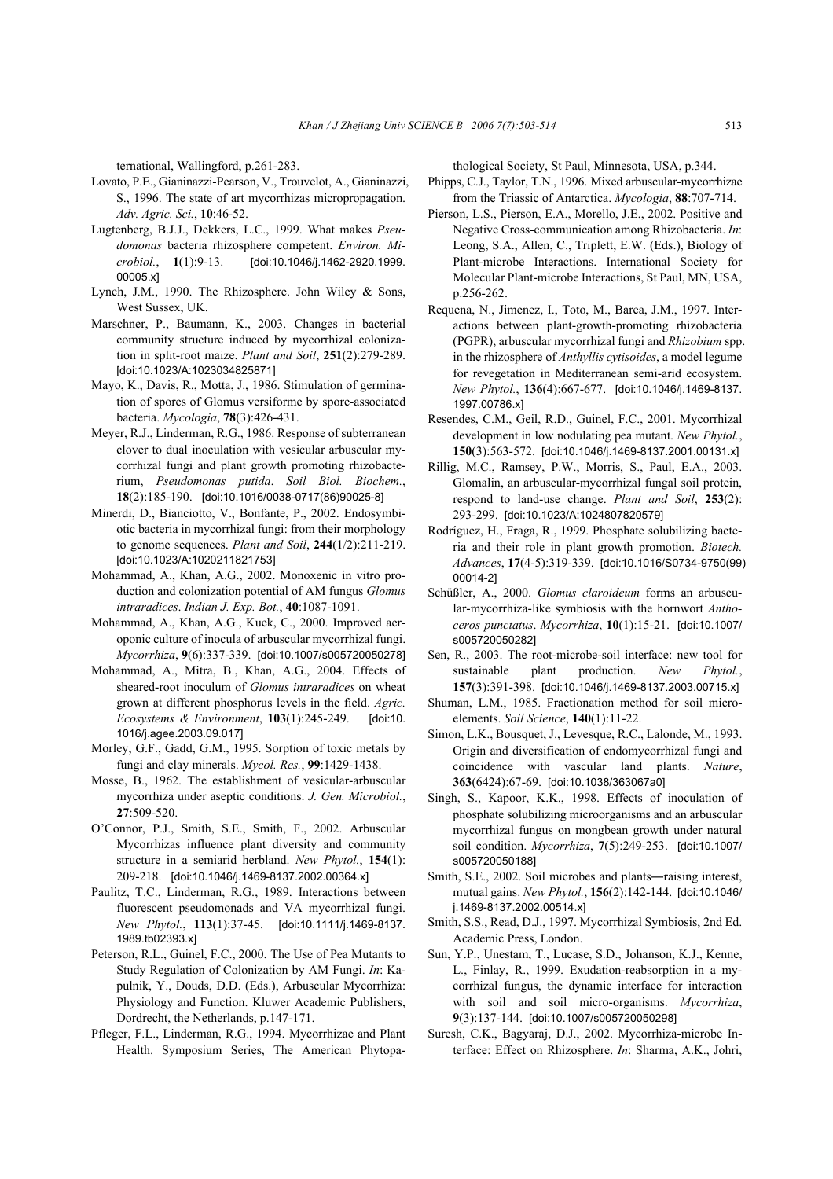ternational, Wallingford, p.261-283.

Lovato, P.E., Gianinazzi-Pearson, V., Trouvelot, A., Gianinazzi, S., 1996. The state of art mycorrhizas micropropagation. *Adv. Agric. Sci.*, **10**:46-52.

Lugtenberg, B.J.J., Dekkers, L.C., 1999. What makes *Pseudomonas* bacteria rhizosphere competent. *Environ. Microbiol.*, **1**(1):9-13. [doi:10.1046/j.1462-2920.1999.00005.x]

Lynch, J.M., 1990. The Rhizosphere. John Wiley & Sons, West Sussex, UK.

Marschner, P., Baumann, K., 2003. Changes in bacterial community structure induced by mycorrhizal colonization in split-root maize. *Plant and Soil*, **251**(2):279-289. [doi:10.1023/A:1023034825871]

Mayo, K., Davis, R., Motta, J., 1986. Stimulation of germination of spores of Glomus versiforme by spore-associated bacteria. *Mycologia*, **78**(3):426-431.

Meyer, R.J., Linderman, R.G., 1986. Response of subterranean clover to dual inoculation with vesicular arbuscular mycorrhizal fungi and plant growth promoting rhizobacterium, *Pseudomonas putida*. *Soil Biol. Biochem.*, **18**(2):185-190. [doi:10.1016/0038-0717(86)90025-8]

Minerdi, D., Bianciotto, V., Bonfante, P., 2002. Endosymbiotic bacteria in mycorrhizal fungi: from their morphology to genome sequences. *Plant and Soil*, **244**(1/2):211-219. [doi:10.1023/A:1020211821753]

Mohammad, A., Khan, A.G., 2002. Monoxenic in vitro production and colonization potential of AM fungus *Glomus intraradices*. *Indian J. Exp. Bot.*, **40**:1087-1091.

Mohammad, A., Khan, A.G., Kuek, C., 2000. Improved aeroponic culture of inocula of arbuscular mycorrhizal fungi. *Mycorrhiza*, **9**(6):337-339. [doi:10.1007/s005720050278]

Mohammad, A., Mitra, B., Khan, A.G., 2004. Effects of sheared-root inoculum of *Glomus intraradices* on wheat grown at different phosphorus levels in the field. *Agric. Ecosystems & Environment*, **103**(1):245-249. [doi:10.1016/j.agee.2003.09.017]

Morley, G.F., Gadd, G.M., 1995. Sorption of toxic metals by fungi and clay minerals. *Mycol. Res.*, **99**:1429-1438.

Mosse, B., 1962. The establishment of vesicular-arbuscular mycorrhiza under aseptic conditions. *J. Gen. Microbiol.*, **27**:509-520.

O'Connor, P.J., Smith, S.E., Smith, F., 2002. Arbuscular Mycorrhizas influence plant diversity and community structure in a semiarid herbland. *New Phytol.*, **154**(1):209-218. [doi:10.1046/j.1469-8137.2002.00364.x]

Paulitz, T.C., Linderman, R.G., 1989. Interactions between fluorescent pseudomonads and VA mycorrhizal fungi. *New Phytol.*, **113**(1):37-45. [doi:10.1111/j.1469-8137.1989.tb02393.x]

Peterson, R.L., Guinel, F.C., 2000. The Use of Pea Mutants to Study Regulation of Colonization by AM Fungi. *In*: Kapulnik, Y., Douds, D.D. (Eds.), Arbuscular Mycorrhiza: Physiology and Function. Kluwer Academic Publishers, Dordrecht, the Netherlands, p.147-171.

Pfleger, F.L., Linderman, R.G., 1994. Mycorrhizae and Plant Health. Symposium Series, The American Phytopathological Society, St Paul, Minnesota, USA, p.344.

Phipps, C.J., Taylor, T.N., 1996. Mixed arbuscular-mycorrhizae from the Triassic of Antarctica. *Mycologia*, **88**:707-714.

Pierson, L.S., Pierson, E.A., Morello, J.E., 2002. Positive and Negative Cross-communication among Rhizobacteria. *In*: Leong, S.A., Allen, C., Triplett, E.W. (Eds.), Biology of Plant-microbe Interactions. International Society for Molecular Plant-microbe Interactions, St Paul, MN, USA, p.256-262.

Requena, N., Jimenez, I., Toto, M., Barea, J.M., 1997. Interactions between plant-growth-promoting rhizobacteria (PGPR), arbuscular mycorrhizal fungi and *Rhizobium* spp. in the rhizosphere of *Anthyllis cytisoides*, a model legume for revegetation in Mediterranean semi-arid ecosystem. *New Phytol.*, **136**(4):667-677. [doi:10.1046/j.1469-8137.1997.00786.x]

Resendes, C.M., Geil, R.D., Guinel, F.C., 2001. Mycorrhizal development in low nodulating pea mutant. *New Phytol.*, **150**(3):563-572. [doi:10.1046/j.1469-8137.2001.00131.x]

Rillig, M.C., Ramsey, P.W., Morris, S., Paul, E.A., 2003. Glomalin, an arbuscular-mycorrhizal fungal soil protein, respond to land-use change. *Plant and Soil*, **253**(2):293-299. [doi:10.1023/A:1024807820579]

Rodríguez, H., Fraga, R., 1999. Phosphate solubilizing bacteria and their role in plant growth promotion. *Biotech. Advances*, **17**(4-5):319-339. [doi:10.1016/S0734-9750(99)00014-2]

Schüßler, A., 2000. *Glomus claroideum* forms an arbuscular-mycorrhiza-like symbiosis with the hornwort *Anthoceros punctatus*. *Mycorrhiza*, **10**(1):15-21. [doi:10.1007/s005720050282]

Sen, R., 2003. The root-microbe-soil interface: new tool for sustainable plant production. *New Phytol.*, **157**(3):391-398. [doi:10.1046/j.1469-8137.2003.00715.x]

Shuman, L.M., 1985. Fractionation method for soil microelements. *Soil Science*, **140**(1):11-22.

Simon, L.K., Bousquet, J., Levesque, R.C., Lalonde, M., 1993. Origin and diversification of endomycorrhizal fungi and coincidence with vascular land plants. *Nature*, **363**(6424):67-69. [doi:10.1038/363067a0]

Singh, S., Kapoor, K.K., 1998. Effects of inoculation of phosphate solubilizing microorganisms and an arbuscular mycorrhizal fungus on mongbean growth under natural soil condition. *Mycorrhiza*, **7**(5):249-253. [doi:10.1007/s005720050188]

Smith, S.E., 2002. Soil microbes and plants—raising interest, mutual gains. *New Phytol.*, **156**(2):142-144. [doi:10.1046/j.1469-8137.2002.00514.x]

Smith, S.S., Read, D.J., 1997. Mycorrhizal Symbiosis, 2nd Ed. Academic Press, London.

Sun, Y.P., Unestam, T., Lucase, S.D., Johanson, K.J., Kenne, L., Finlay, R., 1999. Exudation-reabsorption in a mycorrhizal fungus, the dynamic interface for interaction with soil and soil micro-organisms. *Mycorrhiza*, **9**(3):137-144. [doi:10.1007/s005720050298]

Suresh, C.K., Bagyaraj, D.J., 2002. Mycorrhiza-microbe Interface: Effect on Rhizosphere. *In*: Sharma, A.K., Johri,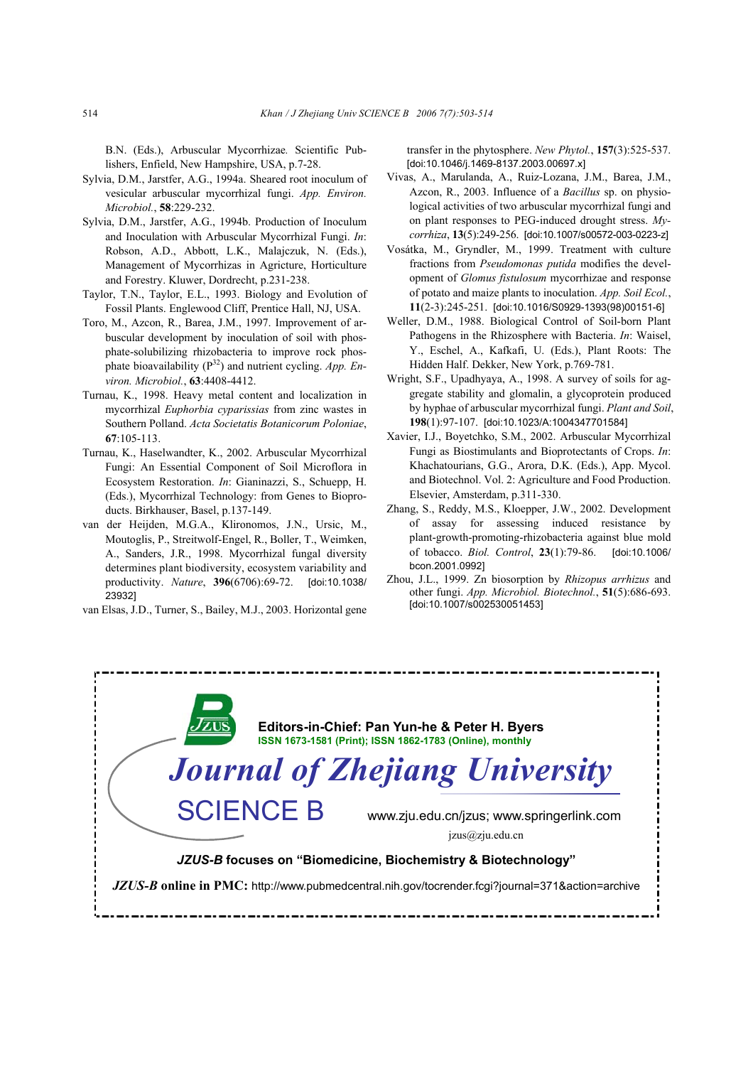B.N. (Eds.), Arbuscular Mycorrhizae. Scientific Publishers, Enfield, New Hampshire, USA, p.7-28.

Sylvia, D.M., Jarstfer, A.G., 1994a. Sheared root inoculum of vesicular arbuscular mycorrhizal fungi. *App. Environ. Microbiol.*, **58**:229-232.

Sylvia, D.M., Jarstfer, A.G., 1994b. Production of Inoculum and Inoculation with Arbuscular Mycorrhizal Fungi. *In*: Robson, A.D., Abbott, L.K., Malajczuk, N. (Eds.), Management of Mycorrhizas in Agriculture, Horticulture and Forestry. Kluwer, Dordrecht, p.231-238.

Taylor, T.N., Taylor, E.L., 1993. Biology and Evolution of Fossil Plants. Englewood Cliff, Prentice Hall, NJ, USA.

Toro, M., Azcon, R., Barea, J.M., 1997. Improvement of arbuscular development by inoculation of soil with phosphate-solubilizing rhizobacteria to improve rock phosphate bioavailability ($P^{32}$) and nutrient cycling. *App. Environ. Microbiol.*, **63**:4408-4412.

Turnau, K., 1998. Heavy metal content and localization in mycorrhizal *Euphorbia cyparissias* from zinc wastes in Southern Polland. *Acta Societatis Botanicorum Poloniae*, **67**:105-113.

Turnau, K., Haselwandter, K., 2002. Arbuscular Mycorrhizal Fungi: An Essential Component of Soil Microflora in Ecosystem Restoration. *In*: Gianinazzi, S., Schuepp, H. (Eds.), Mycorrhizal Technology: from Genes to Bioproducts. Birkhauser, Basel, p.137-149.

van der Heijden, M.G.A., Klironomos, J.N., Ursic, M., Moutoglis, P., Streitwolf-Engel, R., Boller, T., Weimken, A., Sanders, J.R., 1998. Mycorrhizal fungal diversity determines plant biodiversity, ecosystem variability and productivity. *Nature*, **396**(6706):69-72. [doi:10.1038/23932]

van Elsas, J.D., Turner, S., Bailey, M.J., 2003. Horizontal gene transfer in the phytosphere. *New Phytol.*, **157**(3):525-537. [doi:10.1046/j.1469-8137.2003.00697.x]

Vivas, A., Marulanda, A., Ruiz-Lozana, J.M., Barea, J.M., Azcon, R., 2003. Influence of a *Bacillus* sp. on physiological activities of two arbuscular mycorrhizal fungi and on plant responses to PEG-induced drought stress. *Mycorrhiza*, **13**(5):249-256. [doi:10.1007/s00572-003-0223-z]

Vosátka, M., Gryndler, M., 1999. Treatment with culture fractions from *Pseudomonas putida* modifies the development of *Glomus fistulosum* mycorrhizae and response of potato and maize plants to inoculation. *App. Soil Ecol.*, **11**(2-3):245-251. [doi:10.1016/S0929-1393(98)00151-6]

Weller, D.M., 1988. Biological Control of Soil-born Plant Pathogens in the Rhizosphere with Bacteria. *In*: Waisel, Y., Eschel, A., Kafkafi, U. (Eds.), Plant Roots: The Hidden Half. Dekker, New York, p.769-781.

Wright, S.F., Upadhyaya, A., 1998. A survey of soils for aggregate stability and glomalin, a glycoprotein produced by hyphae of arbuscular mycorrhizal fungi. *Plant and Soil*, **198**(1):97-107. [doi:10.1023/A:1004347701584]

Xavier, I.J., Boyetchko, S.M., 2002. Arbuscular Mycorrhizal Fungi as Biostimulants and Bioprotectants of Crops. *In*: Khachatourians, G.G., Arora, D.K. (Eds.), App. Mycol. and Biotechnol. Vol. 2: Agriculture and Food Production. Elsevier, Amsterdam, p.311-330.

Zhang, S., Reddy, M.S., Kloepper, J.W., 2002. Development of assay for assessing induced resistance by plant-growth-promoting-rhizobacteria against blue mold of tobacco. *Biol. Control*, **23**(1):79-86. [doi:10.1006/bcon.2001.0992]

Zhou, J.L., 1999. Zn biosorption by *Rhizopus arrhizus* and other fungi. *App. Microbiol. Biotechnol.*, **51**(5):686-693. [doi:10.1007/s002530051453]

---

**Editors-in-Chief: Pan Yun-he & Peter H. Byers**

**ISSN 1673-1581 (Print); ISSN 1862-1783 (Online), monthly**

***Journal of Zhejiang University***

SCIENCE B

www.zju.edu.cn/jzus; www.springerlink.com

jzus@zju.edu.cn

***JZUS-B*** **focuses on "Biomedicine, Biochemistry & Biotechnology"**

***JZUS-B*** **online in PMC:** http://www.pubmedcentral.nih.gov/tocrender.fcgi?journal=371&action=archive